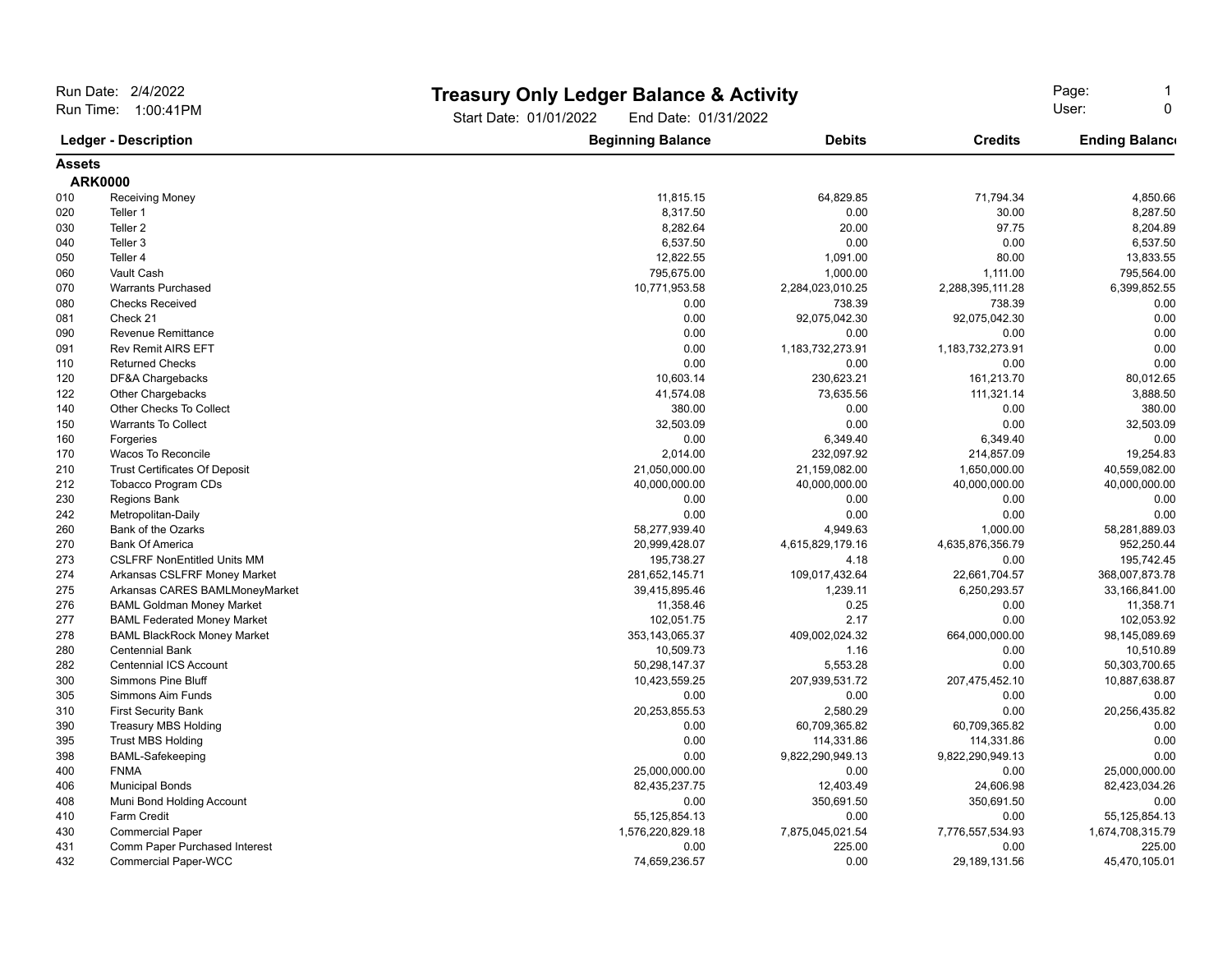Run Date: 2/4/2022
Run Time: 1:00:41PM

# Treasury Only Ledger Balance & Activity

Start Date: 01/01/2022 End Date: 01/31/2022

Page: 1
User: 0

| Ledger | Description | Beginning Balance | Debits | Credits | Ending Balance |
|---|---|---|---|---|---|
| **Assets** | | | | | |
| **ARK0000** | | | | | |
| 010 | Receiving Money | 11,815.15 | 64,829.85 | 71,794.34 | 4,850.66 |
| 020 | Teller 1 | 8,317.50 | 0.00 | 30.00 | 8,287.50 |
| 030 | Teller 2 | 8,282.64 | 20.00 | 97.75 | 8,204.89 |
| 040 | Teller 3 | 6,537.50 | 0.00 | 0.00 | 6,537.50 |
| 050 | Teller 4 | 12,822.55 | 1,091.00 | 80.00 | 13,833.55 |
| 060 | Vault Cash | 795,675.00 | 1,000.00 | 1,111.00 | 795,564.00 |
| 070 | Warrants Purchased | 10,771,953.58 | 2,284,023,010.25 | 2,288,395,111.28 | 6,399,852.55 |
| 080 | Checks Received | 0.00 | 738.39 | 738.39 | 0.00 |
| 081 | Check 21 | 0.00 | 92,075,042.30 | 92,075,042.30 | 0.00 |
| 090 | Revenue Remittance | 0.00 | 0.00 | 0.00 | 0.00 |
| 091 | Rev Remit AIRS EFT | 0.00 | 1,183,732,273.91 | 1,183,732,273.91 | 0.00 |
| 110 | Returned Checks | 0.00 | 0.00 | 0.00 | 0.00 |
| 120 | DF&A Chargebacks | 10,603.14 | 230,623.21 | 161,213.70 | 80,012.65 |
| 122 | Other Chargebacks | 41,574.08 | 73,635.56 | 111,321.14 | 3,888.50 |
| 140 | Other Checks To Collect | 380.00 | 0.00 | 0.00 | 380.00 |
| 150 | Warrants To Collect | 32,503.09 | 0.00 | 0.00 | 32,503.09 |
| 160 | Forgeries | 0.00 | 6,349.40 | 6,349.40 | 0.00 |
| 170 | Wacos To Reconcile | 2,014.00 | 232,097.92 | 214,857.09 | 19,254.83 |
| 210 | Trust Certificates Of Deposit | 21,050,000.00 | 21,159,082.00 | 1,650,000.00 | 40,559,082.00 |
| 212 | Tobacco Program CDs | 40,000,000.00 | 40,000,000.00 | 40,000,000.00 | 40,000,000.00 |
| 230 | Regions Bank | 0.00 | 0.00 | 0.00 | 0.00 |
| 242 | Metropolitan-Daily | 0.00 | 0.00 | 0.00 | 0.00 |
| 260 | Bank of the Ozarks | 58,277,939.40 | 4,949.63 | 1,000.00 | 58,281,889.03 |
| 270 | Bank Of America | 20,999,428.07 | 4,615,829,179.16 | 4,635,876,356.79 | 952,250.44 |
| 273 | CSLFRF NonEntitled Units MM | 195,738.27 | 4.18 | 0.00 | 195,742.45 |
| 274 | Arkansas CSLFRF Money Market | 281,652,145.71 | 109,017,432.64 | 22,661,704.57 | 368,007,873.78 |
| 275 | Arkansas CARES BAMLMoneyMarket | 39,415,895.46 | 1,239.11 | 6,250,293.57 | 33,166,841.00 |
| 276 | BAML Goldman Money Market | 11,358.46 | 0.25 | 0.00 | 11,358.71 |
| 277 | BAML Federated Money Market | 102,051.75 | 2.17 | 0.00 | 102,053.92 |
| 278 | BAML BlackRock Money Market | 353,143,065.37 | 409,002,024.32 | 664,000,000.00 | 98,145,089.69 |
| 280 | Centennial Bank | 10,509.73 | 1.16 | 0.00 | 10,510.89 |
| 282 | Centennial ICS Account | 50,298,147.37 | 5,553.28 | 0.00 | 50,303,700.65 |
| 300 | Simmons Pine Bluff | 10,423,559.25 | 207,939,531.72 | 207,475,452.10 | 10,887,638.87 |
| 305 | Simmons Aim Funds | 0.00 | 0.00 | 0.00 | 0.00 |
| 310 | First Security Bank | 20,253,855.53 | 2,580.29 | 0.00 | 20,256,435.82 |
| 390 | Treasury MBS Holding | 0.00 | 60,709,365.82 | 60,709,365.82 | 0.00 |
| 395 | Trust MBS Holding | 0.00 | 114,331.86 | 114,331.86 | 0.00 |
| 398 | BAML-Safekeeping | 0.00 | 9,822,290,949.13 | 9,822,290,949.13 | 0.00 |
| 400 | FNMA | 25,000,000.00 | 0.00 | 0.00 | 25,000,000.00 |
| 406 | Municipal Bonds | 82,435,237.75 | 12,403.49 | 24,606.98 | 82,423,034.26 |
| 408 | Muni Bond Holding Account | 0.00 | 350,691.50 | 350,691.50 | 0.00 |
| 410 | Farm Credit | 55,125,854.13 | 0.00 | 0.00 | 55,125,854.13 |
| 430 | Commercial Paper | 1,576,220,829.18 | 7,875,045,021.54 | 7,776,557,534.93 | 1,674,708,315.79 |
| 431 | Comm Paper Purchased Interest | 0.00 | 225.00 | 0.00 | 225.00 |
| 432 | Commercial Paper-WCC | 74,659,236.57 | 0.00 | 29,189,131.56 | 45,470,105.01 |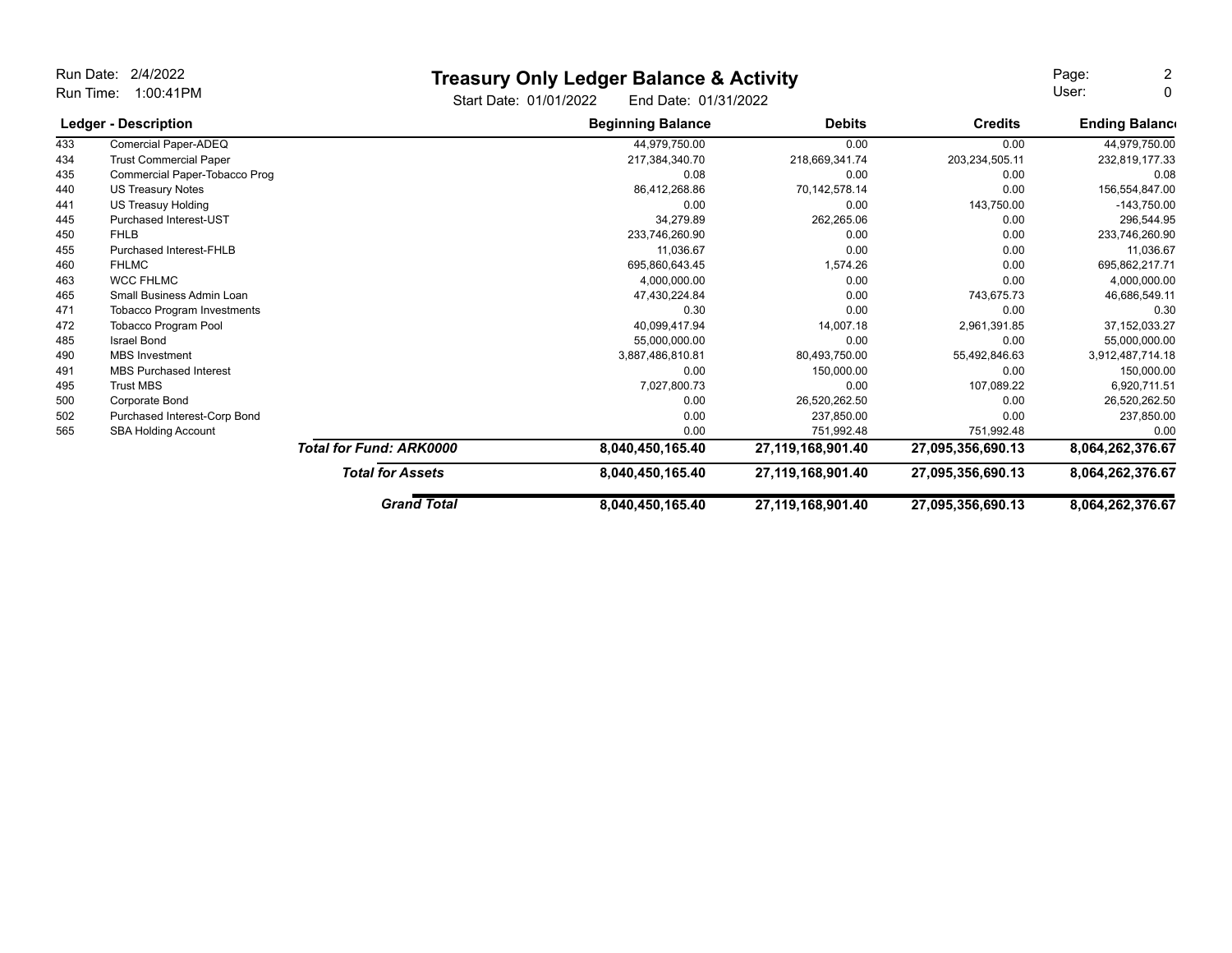# Treasury Only Ledger Balance & Activity

Run Date: 2/4/2022
Run Time: 1:00:41PM

Start Date: 01/01/2022 End Date: 01/31/2022

User: 0

| Ledger | Description | Beginning Balance | Debits | Credits | Ending Balance |
|---|---|---|---|---|---|
| 433 | Comercial Paper-ADEQ | 44,979,750.00 | 0.00 | 0.00 | 44,979,750.00 |
| 434 | Trust Commercial Paper | 217,384,340.70 | 218,669,341.74 | 203,234,505.11 | 232,819,177.33 |
| 435 | Commercial Paper-Tobacco Prog | 0.08 | 0.00 | 0.00 | 0.08 |
| 440 | US Treasury Notes | 86,412,268.86 | 70,142,578.14 | 0.00 | 156,554,847.00 |
| 441 | US Treasuy Holding | 0.00 | 0.00 | 143,750.00 | -143,750.00 |
| 445 | Purchased Interest-UST | 34,279.89 | 262,265.06 | 0.00 | 296,544.95 |
| 450 | FHLB | 233,746,260.90 | 0.00 | 0.00 | 233,746,260.90 |
| 455 | Purchased Interest-FHLB | 11,036.67 | 0.00 | 0.00 | 11,036.67 |
| 460 | FHLMC | 695,860,643.45 | 1,574.26 | 0.00 | 695,862,217.71 |
| 463 | WCC FHLMC | 4,000,000.00 | 0.00 | 0.00 | 4,000,000.00 |
| 465 | Small Business Admin Loan | 47,430,224.84 | 0.00 | 743,675.73 | 46,686,549.11 |
| 471 | Tobacco Program Investments | 0.30 | 0.00 | 0.00 | 0.30 |
| 472 | Tobacco Program Pool | 40,099,417.94 | 14,007.18 | 2,961,391.85 | 37,152,033.27 |
| 485 | Israel Bond | 55,000,000.00 | 0.00 | 0.00 | 55,000,000.00 |
| 490 | MBS Investment | 3,887,486,810.81 | 80,493,750.00 | 55,492,846.63 | 3,912,487,714.18 |
| 491 | MBS Purchased Interest | 0.00 | 150,000.00 | 0.00 | 150,000.00 |
| 495 | Trust MBS | 7,027,800.73 | 0.00 | 107,089.22 | 6,920,711.51 |
| 500 | Corporate Bond | 0.00 | 26,520,262.50 | 0.00 | 26,520,262.50 |
| 502 | Purchased Interest-Corp Bond | 0.00 | 237,850.00 | 0.00 | 237,850.00 |
| 565 | SBA Holding Account | 0.00 | 751,992.48 | 751,992.48 | 0.00 |
| | ***Total for Fund: ARK0000*** | **8,040,450,165.40** | **27,119,168,901.40** | **27,095,356,690.13** | **8,064,262,376.67** |
| | ***Total for Assets*** | **8,040,450,165.40** | **27,119,168,901.40** | **27,095,356,690.13** | **8,064,262,376.67** |
| | ***Grand Total*** | **8,040,450,165.40** | **27,119,168,901.40** | **27,095,356,690.13** | **8,064,262,376.67** |